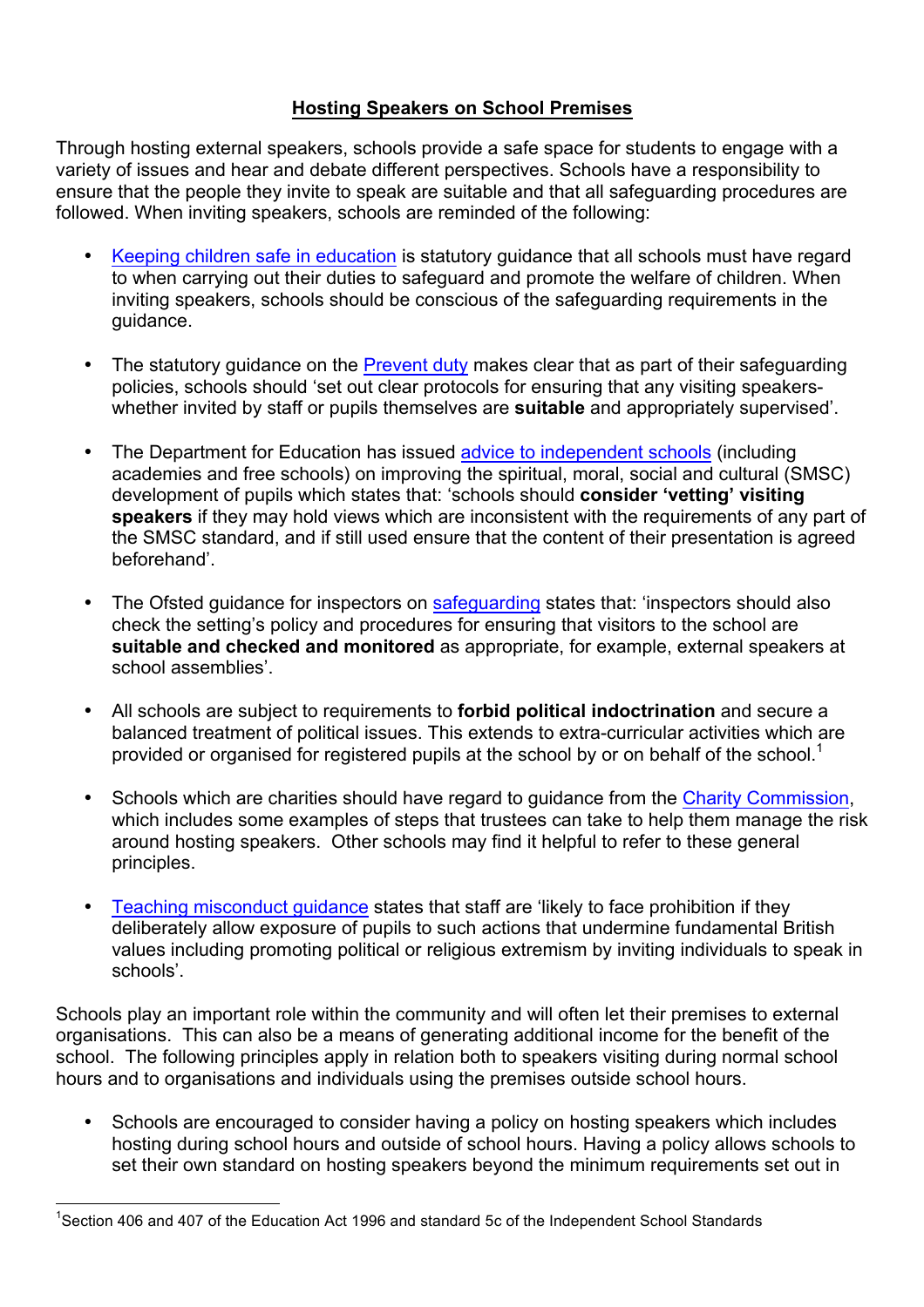# Hosting Speakers on School Premises

Through hosting external speakers, schools provide a safe space for students to engage with a variety of issues and hear and debate different perspectives. Schools have a responsibility to ensure that the people they invite to speak are suitable and that all safeguarding procedures are followed. When inviting speakers, schools are reminded of the following:

- Keeping children safe in education is statutory guidance that all schools must have regard to when carrying out their duties to safeguard and promote the welfare of children. When inviting speakers, schools should be conscious of the safeguarding requirements in the guidance.

- The statutory guidance on the Prevent duty makes clear that as part of their safeguarding policies, schools should 'set out clear protocols for ensuring that any visiting speakers- whether invited by staff or pupils themselves are **suitable** and appropriately supervised'.

- The Department for Education has issued advice to independent schools (including academies and free schools) on improving the spiritual, moral, social and cultural (SMSC) development of pupils which states that: 'schools should **consider 'vetting' visiting speakers** if they may hold views which are inconsistent with the requirements of any part of the SMSC standard, and if still used ensure that the content of their presentation is agreed beforehand'.

- The Ofsted guidance for inspectors on safeguarding states that: 'inspectors should also check the setting's policy and procedures for ensuring that visitors to the school are **suitable and checked and monitored** as appropriate, for example, external speakers at school assemblies'.

- All schools are subject to requirements to **forbid political indoctrination** and secure a balanced treatment of political issues. This extends to extra-curricular activities which are provided or organised for registered pupils at the school by or on behalf of the school.[1]

- Schools which are charities should have regard to guidance from the Charity Commission, which includes some examples of steps that trustees can take to help them manage the risk around hosting speakers. Other schools may find it helpful to refer to these general principles.

- Teaching misconduct guidance states that staff are 'likely to face prohibition if they deliberately allow exposure of pupils to such actions that undermine fundamental British values including promoting political or religious extremism by inviting individuals to speak in schools'.

Schools play an important role within the community and will often let their premises to external organisations. This can also be a means of generating additional income for the benefit of the school. The following principles apply in relation both to speakers visiting during normal school hours and to organisations and individuals using the premises outside school hours.

- Schools are encouraged to consider having a policy on hosting speakers which includes hosting during school hours and outside of school hours. Having a policy allows schools to set their own standard on hosting speakers beyond the minimum requirements set out in

[1] Section 406 and 407 of the Education Act 1996 and standard 5c of the Independent School Standards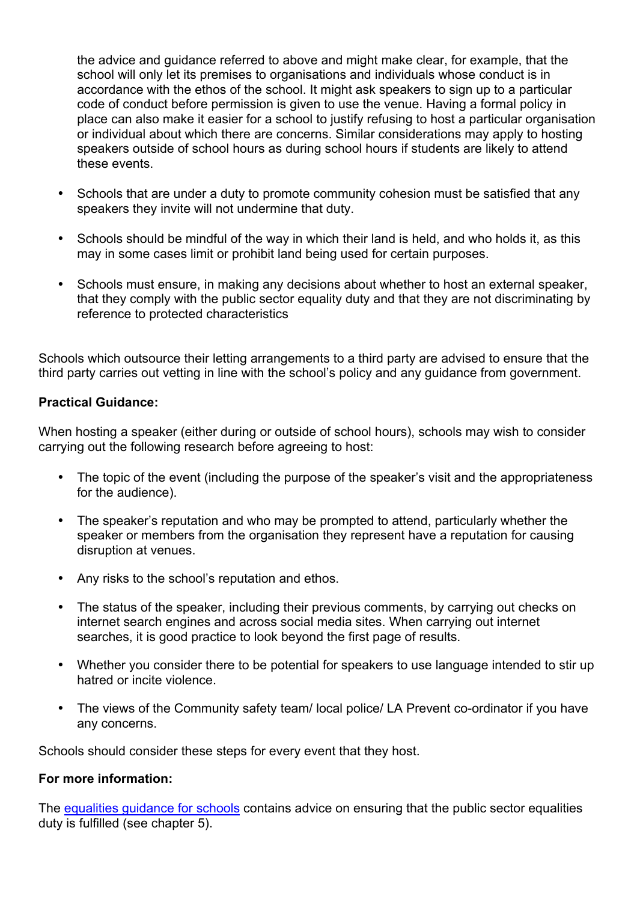the advice and guidance referred to above and might make clear, for example, that the school will only let its premises to organisations and individuals whose conduct is in accordance with the ethos of the school. It might ask speakers to sign up to a particular code of conduct before permission is given to use the venue. Having a formal policy in place can also make it easier for a school to justify refusing to host a particular organisation or individual about which there are concerns. Similar considerations may apply to hosting speakers outside of school hours as during school hours if students are likely to attend these events.

- Schools that are under a duty to promote community cohesion must be satisfied that any speakers they invite will not undermine that duty.
- Schools should be mindful of the way in which their land is held, and who holds it, as this may in some cases limit or prohibit land being used for certain purposes.
- Schools must ensure, in making any decisions about whether to host an external speaker, that they comply with the public sector equality duty and that they are not discriminating by reference to protected characteristics

Schools which outsource their letting arrangements to a third party are advised to ensure that the third party carries out vetting in line with the school's policy and any guidance from government.

**Practical Guidance:**

When hosting a speaker (either during or outside of school hours), schools may wish to consider carrying out the following research before agreeing to host:

- The topic of the event (including the purpose of the speaker's visit and the appropriateness for the audience).
- The speaker's reputation and who may be prompted to attend, particularly whether the speaker or members from the organisation they represent have a reputation for causing disruption at venues.
- Any risks to the school's reputation and ethos.
- The status of the speaker, including their previous comments, by carrying out checks on internet search engines and across social media sites. When carrying out internet searches, it is good practice to look beyond the first page of results.
- Whether you consider there to be potential for speakers to use language intended to stir up hatred or incite violence.
- The views of the Community safety team/ local police/ LA Prevent co-ordinator if you have any concerns.

Schools should consider these steps for every event that they host.

**For more information:**

The equalities guidance for schools contains advice on ensuring that the public sector equalities duty is fulfilled (see chapter 5).